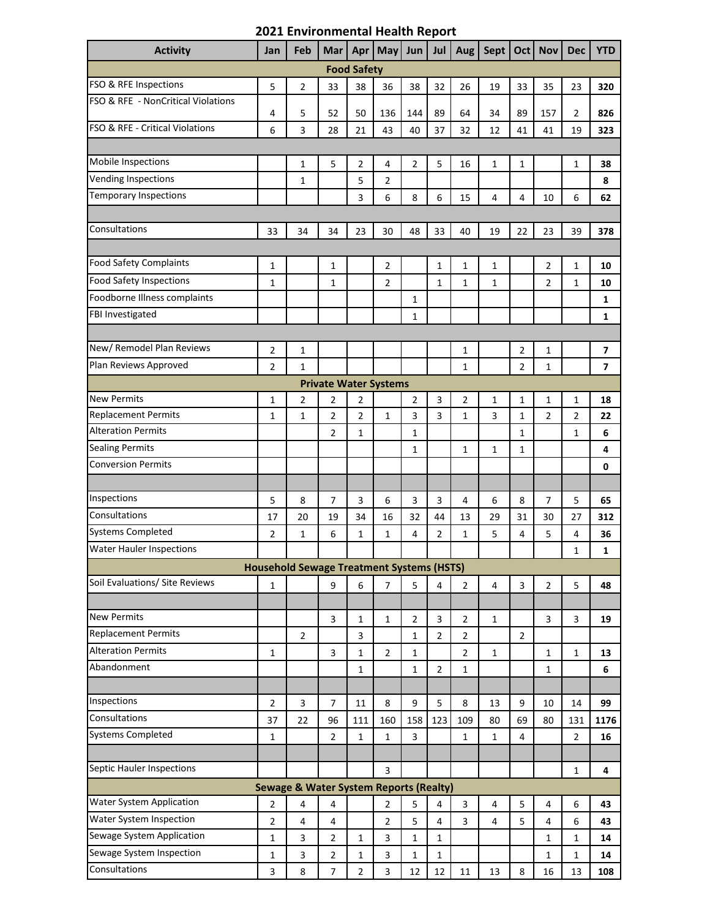## 2021 Environmental Health Report

| Activity | Jan | Feb | Mar | Apr | May | Jun | Jul | Aug | Sept | Oct | Nov | Dec | YTD |
|---|---|---|---|---|---|---|---|---|---|---|---|---|---|
| **Food Safety** | | | | | | | | | | | | | |
| FSO & RFE Inspections | 5 | 2 | 33 | 38 | 36 | 38 | 32 | 26 | 19 | 33 | 35 | 23 | **320** |
| FSO & RFE - NonCritical Violations | 4 | 5 | 52 | 50 | 136 | 144 | 89 | 64 | 34 | 89 | 157 | 2 | **826** |
| FSO & RFE - Critical Violations | 6 | 3 | 28 | 21 | 43 | 40 | 37 | 32 | 12 | 41 | 41 | 19 | **323** |
| | | | | | | | | | | | | | |
| Mobile Inspections | | 1 | 5 | 2 | 4 | 2 | 5 | 16 | 1 | 1 | | 1 | **38** |
| Vending Inspections | | 1 | | 5 | 2 | | | | | | | | **8** |
| Temporary Inspections | | | | 3 | 6 | 8 | 6 | 15 | 4 | 4 | 10 | 6 | **62** |
| | | | | | | | | | | | | | |
| Consultations | 33 | 34 | 34 | 23 | 30 | 48 | 33 | 40 | 19 | 22 | 23 | 39 | **378** |
| | | | | | | | | | | | | | |
| Food Safety Complaints | 1 | | 1 | | 2 | | 1 | 1 | 1 | | 2 | 1 | **10** |
| Food Safety Inspections | 1 | | 1 | | 2 | | 1 | 1 | 1 | | 2 | 1 | **10** |
| Foodborne Illness complaints | | | | | | 1 | | | | | | | **1** |
| FBI Investigated | | | | | | 1 | | | | | | | **1** |
| | | | | | | | | | | | | | |
| New/ Remodel Plan Reviews | 2 | 1 | | | | | | 1 | | 2 | 1 | | **7** |
| Plan Reviews Approved | 2 | 1 | | | | | | 1 | | 2 | 1 | | **7** |
| **Private Water Systems** | | | | | | | | | | | | | |
| New Permits | 1 | 2 | 2 | 2 | | 2 | 3 | 2 | 1 | 1 | 1 | 1 | **18** |
| Replacement Permits | 1 | 1 | 2 | 2 | 1 | 3 | 3 | 1 | 3 | 1 | 2 | 2 | **22** |
| Alteration Permits | | | 2 | 1 | | 1 | | | | 1 | | 1 | **6** |
| Sealing Permits | | | | | | 1 | | 1 | 1 | 1 | | | **4** |
| Conversion Permits | | | | | | | | | | | | | **0** |
| | | | | | | | | | | | | | |
| Inspections | 5 | 8 | 7 | 3 | 6 | 3 | 3 | 4 | 6 | 8 | 7 | 5 | **65** |
| Consultations | 17 | 20 | 19 | 34 | 16 | 32 | 44 | 13 | 29 | 31 | 30 | 27 | **312** |
| Systems Completed | 2 | 1 | 6 | 1 | 1 | 4 | 2 | 1 | 5 | 4 | 5 | 4 | **36** |
| Water Hauler Inspections | | | | | | | | | | | | 1 | **1** |
| **Household Sewage Treatment Systems (HSTS)** | | | | | | | | | | | | | |
| Soil Evaluations/ Site Reviews | 1 | | 9 | 6 | 7 | 5 | 4 | 2 | 4 | 3 | 2 | 5 | **48** |
| | | | | | | | | | | | | | |
| New Permits | | | 3 | 1 | 1 | 2 | 3 | 2 | 1 | | 3 | 3 | **19** |
| Replacement Permits | | 2 | | 3 | | 1 | 2 | 2 | | 2 | | | |
| Alteration Permits | 1 | | 3 | 1 | 2 | 1 | | 2 | 1 | | 1 | 1 | **13** |
| Abandonment | | | | 1 | | 1 | 2 | 1 | | | 1 | | **6** |
| | | | | | | | | | | | | | |
| Inspections | 2 | 3 | 7 | 11 | 8 | 9 | 5 | 8 | 13 | 9 | 10 | 14 | **99** |
| Consultations | 37 | 22 | 96 | 111 | 160 | 158 | 123 | 109 | 80 | 69 | 80 | 131 | **1176** |
| Systems Completed | 1 | | 2 | 1 | 1 | 3 | | 1 | 1 | 4 | | 2 | **16** |
| | | | | | | | | | | | | | |
| Septic Hauler Inspections | | | | | 3 | | | | | | | 1 | **4** |
| **Sewage & Water System Reports (Realty)** | | | | | | | | | | | | | |
| Water System Application | 2 | 4 | 4 | | 2 | 5 | 4 | 3 | 4 | 5 | 4 | 6 | **43** |
| Water System Inspection | 2 | 4 | 4 | | 2 | 5 | 4 | 3 | 4 | 5 | 4 | 6 | **43** |
| Sewage System Application | 1 | 3 | 2 | 1 | 3 | 1 | 1 | | | | 1 | 1 | **14** |
| Sewage System Inspection | 1 | 3 | 2 | 1 | 3 | 1 | 1 | | | | 1 | 1 | **14** |
| Consultations | 3 | 8 | 7 | 2 | 3 | 12 | 12 | 11 | 13 | 8 | 16 | 13 | **108** |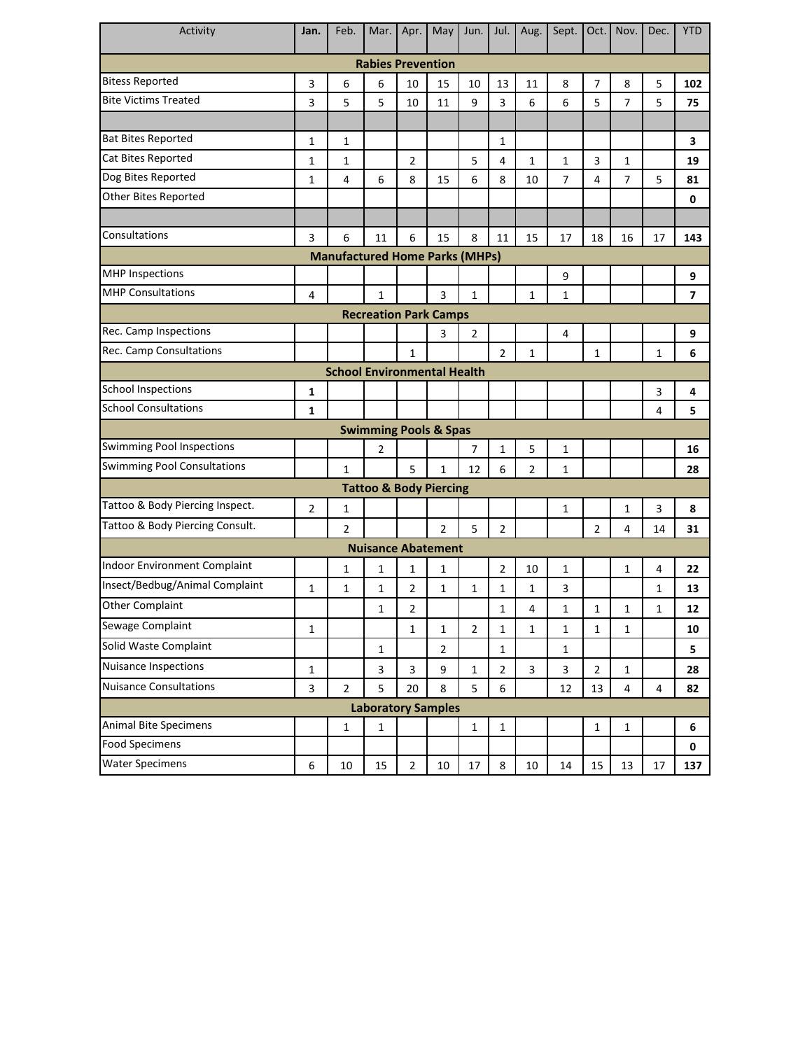| Activity | Jan. | Feb. | Mar. | Apr. | May | Jun. | Jul. | Aug. | Sept. | Oct. | Nov. | Dec. | YTD |
|---|---|---|---|---|---|---|---|---|---|---|---|---|---|
| **Rabies Prevention** | | | | | | | | | | | | | |
| Bitess Reported | 3 | 6 | 6 | 10 | 15 | 10 | 13 | 11 | 8 | 7 | 8 | 5 | **102** |
| Bite Victims Treated | 3 | 5 | 5 | 10 | 11 | 9 | 3 | 6 | 6 | 5 | 7 | 5 | **75** |
| | | | | | | | | | | | | | |
| Bat Bites Reported | 1 | 1 | | | | | 1 | | | | | | **3** |
| Cat Bites Reported | 1 | 1 | | 2 | | 5 | 4 | 1 | 1 | 3 | 1 | | **19** |
| Dog Bites Reported | 1 | 4 | 6 | 8 | 15 | 6 | 8 | 10 | 7 | 4 | 7 | 5 | **81** |
| Other Bites Reported | | | | | | | | | | | | | **0** |
| | | | | | | | | | | | | | |
| Consultations | 3 | 6 | 11 | 6 | 15 | 8 | 11 | 15 | 17 | 18 | 16 | 17 | **143** |
| **Manufactured Home Parks (MHPs)** | | | | | | | | | | | | | |
| MHP Inspections | | | | | | | | | 9 | | | | **9** |
| MHP Consultations | 4 | | 1 | | 3 | 1 | | 1 | 1 | | | | **7** |
| **Recreation Park Camps** | | | | | | | | | | | | | |
| Rec. Camp Inspections | | | | | 3 | 2 | | | 4 | | | | **9** |
| Rec. Camp Consultations | | | | 1 | | | 2 | 1 | | 1 | | 1 | **6** |
| **School Environmental Health** | | | | | | | | | | | | | |
| School Inspections | **1** | | | | | | | | | | | 3 | **4** |
| School Consultations | **1** | | | | | | | | | | | 4 | **5** |
| **Swimming Pools & Spas** | | | | | | | | | | | | | |
| Swimming Pool Inspections | | | 2 | | | 7 | 1 | 5 | 1 | | | | **16** |
| Swimming Pool Consultations | | 1 | | 5 | 1 | 12 | 6 | 2 | 1 | | | | **28** |
| **Tattoo & Body Piercing** | | | | | | | | | | | | | |
| Tattoo & Body Piercing Inspect. | 2 | 1 | | | | | | | 1 | | 1 | 3 | **8** |
| Tattoo & Body Piercing Consult. | | 2 | | | 2 | 5 | 2 | | | 2 | 4 | 14 | **31** |
| **Nuisance Abatement** | | | | | | | | | | | | | |
| Indoor Environment Complaint | | 1 | 1 | 1 | 1 | | 2 | 10 | 1 | | 1 | 4 | **22** |
| Insect/Bedbug/Animal Complaint | 1 | 1 | 1 | 2 | 1 | 1 | 1 | 1 | 3 | | | 1 | **13** |
| Other Complaint | | | 1 | 2 | | | 1 | 4 | 1 | 1 | 1 | 1 | **12** |
| Sewage Complaint | 1 | | | 1 | 1 | 2 | 1 | 1 | 1 | 1 | 1 | | **10** |
| Solid Waste Complaint | | | 1 | | 2 | | 1 | | 1 | | | | **5** |
| Nuisance Inspections | 1 | | 3 | 3 | 9 | 1 | 2 | 3 | 3 | 2 | 1 | | **28** |
| Nuisance Consultations | 3 | 2 | 5 | 20 | 8 | 5 | 6 | | 12 | 13 | 4 | 4 | **82** |
| **Laboratory Samples** | | | | | | | | | | | | | |
| Animal Bite Specimens | | 1 | 1 | | | 1 | 1 | | | 1 | 1 | | **6** |
| Food Specimens | | | | | | | | | | | | | **0** |
| Water Specimens | 6 | 10 | 15 | 2 | 10 | 17 | 8 | 10 | 14 | 15 | 13 | 17 | **137** |